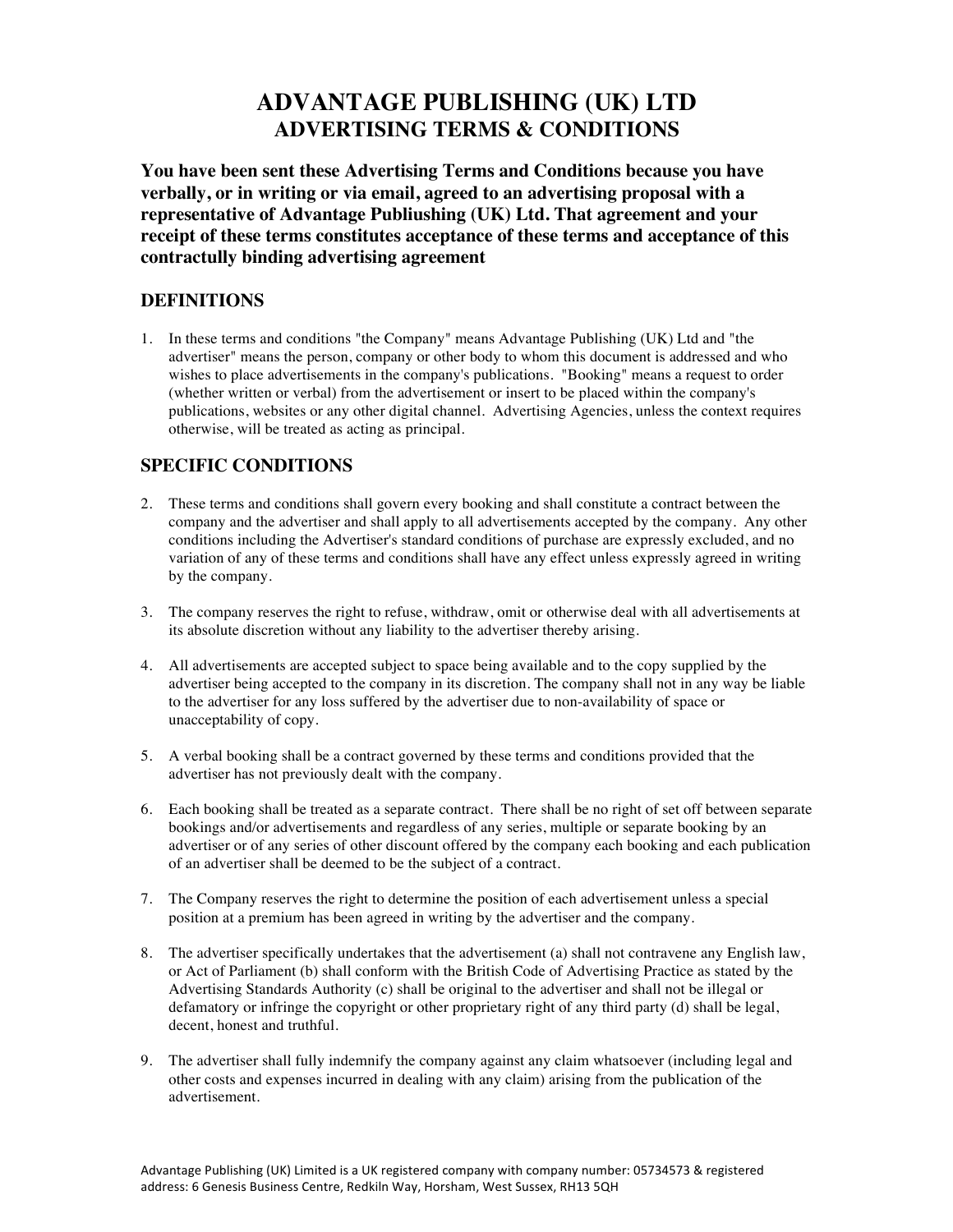# ADVANTAGE PUBLISHING (UK) LTD
## ADVERTISING TERMS & CONDITIONS

**You have been sent these Advertising Terms and Conditions because you have verbally, or in writing or via email, agreed to an advertising proposal with a representative of Advantage Publiushing (UK) Ltd. That agreement and your receipt of these terms constitutes acceptance of these terms and acceptance of this contractully binding advertising agreement**

### DEFINITIONS

1. In these terms and conditions "the Company" means Advantage Publishing (UK) Ltd and "the advertiser" means the person, company or other body to whom this document is addressed and who wishes to place advertisements in the company's publications. "Booking" means a request to order (whether written or verbal) from the advertisement or insert to be placed within the company's publications, websites or any other digital channel. Advertising Agencies, unless the context requires otherwise, will be treated as acting as principal.

### SPECIFIC CONDITIONS

2. These terms and conditions shall govern every booking and shall constitute a contract between the company and the advertiser and shall apply to all advertisements accepted by the company. Any other conditions including the Advertiser's standard conditions of purchase are expressly excluded, and no variation of any of these terms and conditions shall have any effect unless expressly agreed in writing by the company.

3. The company reserves the right to refuse, withdraw, omit or otherwise deal with all advertisements at its absolute discretion without any liability to the advertiser thereby arising.

4. All advertisements are accepted subject to space being available and to the copy supplied by the advertiser being accepted to the company in its discretion. The company shall not in any way be liable to the advertiser for any loss suffered by the advertiser due to non-availability of space or unacceptability of copy.

5. A verbal booking shall be a contract governed by these terms and conditions provided that the advertiser has not previously dealt with the company.

6. Each booking shall be treated as a separate contract. There shall be no right of set off between separate bookings and/or advertisements and regardless of any series, multiple or separate booking by an advertiser or of any series of other discount offered by the company each booking and each publication of an advertiser shall be deemed to be the subject of a contract.

7. The Company reserves the right to determine the position of each advertisement unless a special position at a premium has been agreed in writing by the advertiser and the company.

8. The advertiser specifically undertakes that the advertisement (a) shall not contravene any English law, or Act of Parliament (b) shall conform with the British Code of Advertising Practice as stated by the Advertising Standards Authority (c) shall be original to the advertiser and shall not be illegal or defamatory or infringe the copyright or other proprietary right of any third party (d) shall be legal, decent, honest and truthful.

9. The advertiser shall fully indemnify the company against any claim whatsoever (including legal and other costs and expenses incurred in dealing with any claim) arising from the publication of the advertisement.

Advantage Publishing (UK) Limited is a UK registered company with company number: 05734573 & registered address: 6 Genesis Business Centre, Redkiln Way, Horsham, West Sussex, RH13 5QH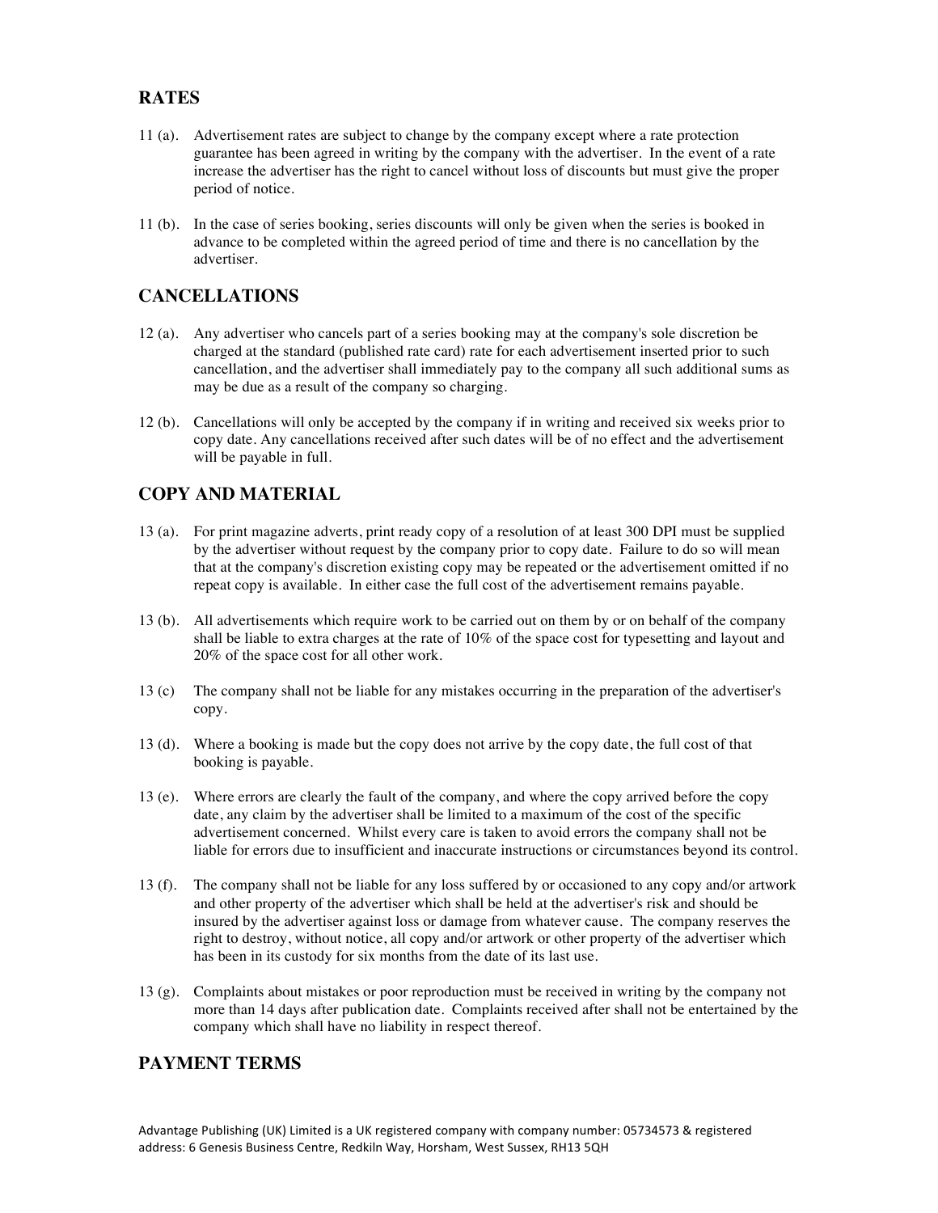## RATES

11 (a). Advertisement rates are subject to change by the company except where a rate protection guarantee has been agreed in writing by the company with the advertiser. In the event of a rate increase the advertiser has the right to cancel without loss of discounts but must give the proper period of notice.

11 (b). In the case of series booking, series discounts will only be given when the series is booked in advance to be completed within the agreed period of time and there is no cancellation by the advertiser.

## CANCELLATIONS

12 (a). Any advertiser who cancels part of a series booking may at the company's sole discretion be charged at the standard (published rate card) rate for each advertisement inserted prior to such cancellation, and the advertiser shall immediately pay to the company all such additional sums as may be due as a result of the company so charging.

12 (b). Cancellations will only be accepted by the company if in writing and received six weeks prior to copy date. Any cancellations received after such dates will be of no effect and the advertisement will be payable in full.

## COPY AND MATERIAL

13 (a). For print magazine adverts, print ready copy of a resolution of at least 300 DPI must be supplied by the advertiser without request by the company prior to copy date. Failure to do so will mean that at the company's discretion existing copy may be repeated or the advertisement omitted if no repeat copy is available. In either case the full cost of the advertisement remains payable.

13 (b). All advertisements which require work to be carried out on them by or on behalf of the company shall be liable to extra charges at the rate of 10% of the space cost for typesetting and layout and 20% of the space cost for all other work.

13 (c) The company shall not be liable for any mistakes occurring in the preparation of the advertiser's copy.

13 (d). Where a booking is made but the copy does not arrive by the copy date, the full cost of that booking is payable.

13 (e). Where errors are clearly the fault of the company, and where the copy arrived before the copy date, any claim by the advertiser shall be limited to a maximum of the cost of the specific advertisement concerned. Whilst every care is taken to avoid errors the company shall not be liable for errors due to insufficient and inaccurate instructions or circumstances beyond its control.

13 (f). The company shall not be liable for any loss suffered by or occasioned to any copy and/or artwork and other property of the advertiser which shall be held at the advertiser's risk and should be insured by the advertiser against loss or damage from whatever cause. The company reserves the right to destroy, without notice, all copy and/or artwork or other property of the advertiser which has been in its custody for six months from the date of its last use.

13 (g). Complaints about mistakes or poor reproduction must be received in writing by the company not more than 14 days after publication date. Complaints received after shall not be entertained by the company which shall have no liability in respect thereof.

## PAYMENT TERMS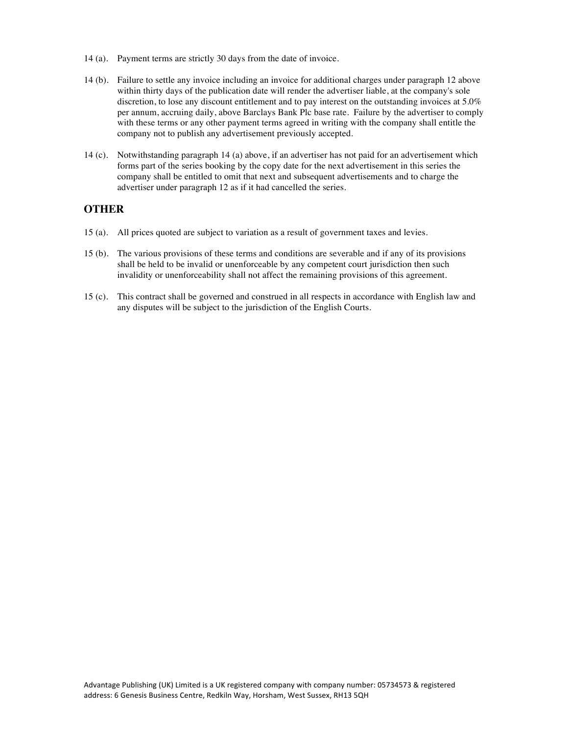14 (a). Payment terms are strictly 30 days from the date of invoice.

14 (b). Failure to settle any invoice including an invoice for additional charges under paragraph 12 above within thirty days of the publication date will render the advertiser liable, at the company's sole discretion, to lose any discount entitlement and to pay interest on the outstanding invoices at 5.0% per annum, accruing daily, above Barclays Bank Plc base rate. Failure by the advertiser to comply with these terms or any other payment terms agreed in writing with the company shall entitle the company not to publish any advertisement previously accepted.

14 (c). Notwithstanding paragraph 14 (a) above, if an advertiser has not paid for an advertisement which forms part of the series booking by the copy date for the next advertisement in this series the company shall be entitled to omit that next and subsequent advertisements and to charge the advertiser under paragraph 12 as if it had cancelled the series.

## OTHER

15 (a). All prices quoted are subject to variation as a result of government taxes and levies.

15 (b). The various provisions of these terms and conditions are severable and if any of its provisions shall be held to be invalid or unenforceable by any competent court jurisdiction then such invalidity or unenforceability shall not affect the remaining provisions of this agreement.

15 (c). This contract shall be governed and construed in all respects in accordance with English law and any disputes will be subject to the jurisdiction of the English Courts.